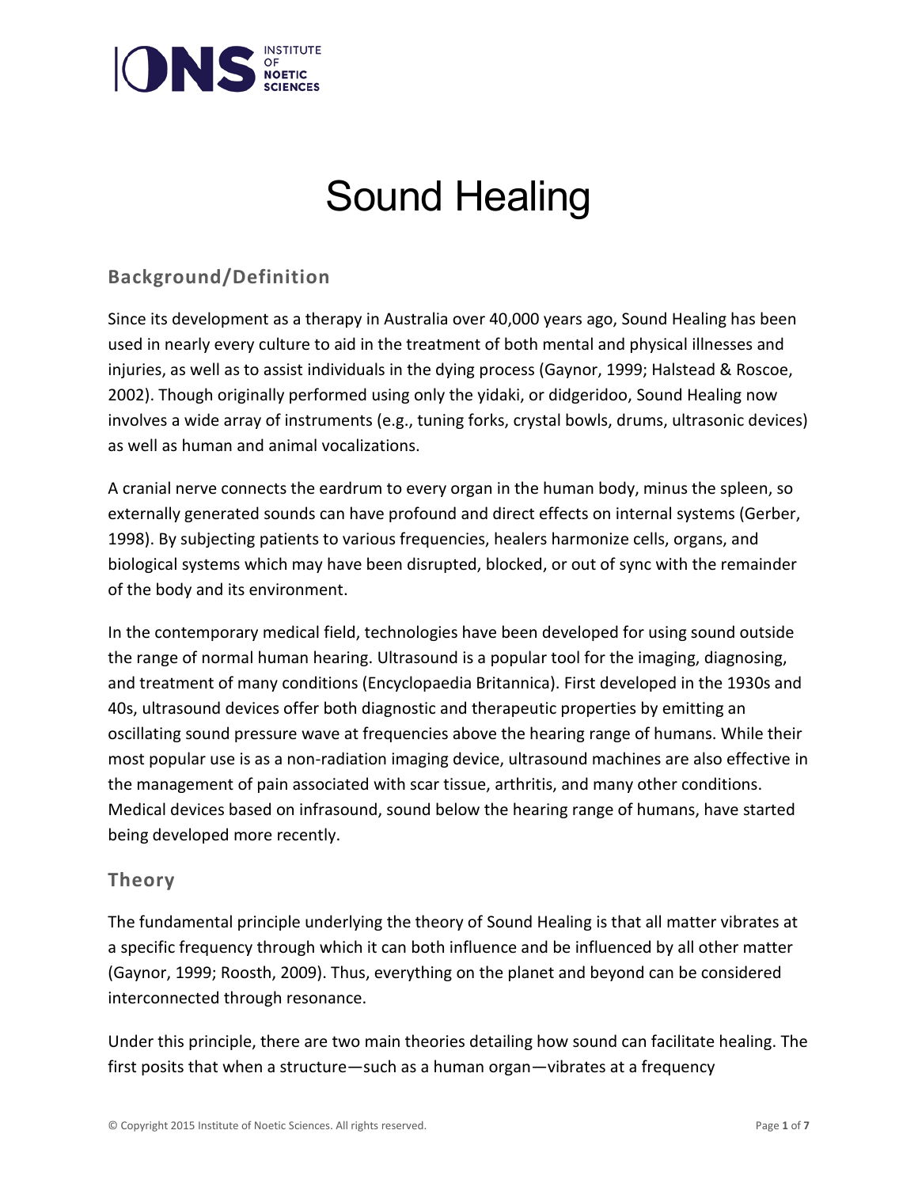# Sound Healing

## Background/Definition

Since its development as a therapy in Australia over 40,000 years ago, Sound Healing has been used in nearly every culture to aid in the treatment of both mental and physical illnesses and injuries, as well as to assist individuals in the dying process (Gaynor, 1999; Halstead & Roscoe, 2002). Though originally performed using only the yidaki, or didgeridoo, Sound Healing now involves a wide array of instruments (e.g., tuning forks, crystal bowls, drums, ultrasonic devices) as well as human and animal vocalizations.

A cranial nerve connects the eardrum to every organ in the human body, minus the spleen, so externally generated sounds can have profound and direct effects on internal systems (Gerber, 1998). By subjecting patients to various frequencies, healers harmonize cells, organs, and biological systems which may have been disrupted, blocked, or out of sync with the remainder of the body and its environment.

In the contemporary medical field, technologies have been developed for using sound outside the range of normal human hearing. Ultrasound is a popular tool for the imaging, diagnosing, and treatment of many conditions (Encyclopaedia Britannica). First developed in the 1930s and 40s, ultrasound devices offer both diagnostic and therapeutic properties by emitting an oscillating sound pressure wave at frequencies above the hearing range of humans. While their most popular use is as a non-radiation imaging device, ultrasound machines are also effective in the management of pain associated with scar tissue, arthritis, and many other conditions. Medical devices based on infrasound, sound below the hearing range of humans, have started being developed more recently.

## Theory

The fundamental principle underlying the theory of Sound Healing is that all matter vibrates at a specific frequency through which it can both influence and be influenced by all other matter (Gaynor, 1999; Roosth, 2009). Thus, everything on the planet and beyond can be considered interconnected through resonance.

Under this principle, there are two main theories detailing how sound can facilitate healing. The first posits that when a structure—such as a human organ—vibrates at a frequency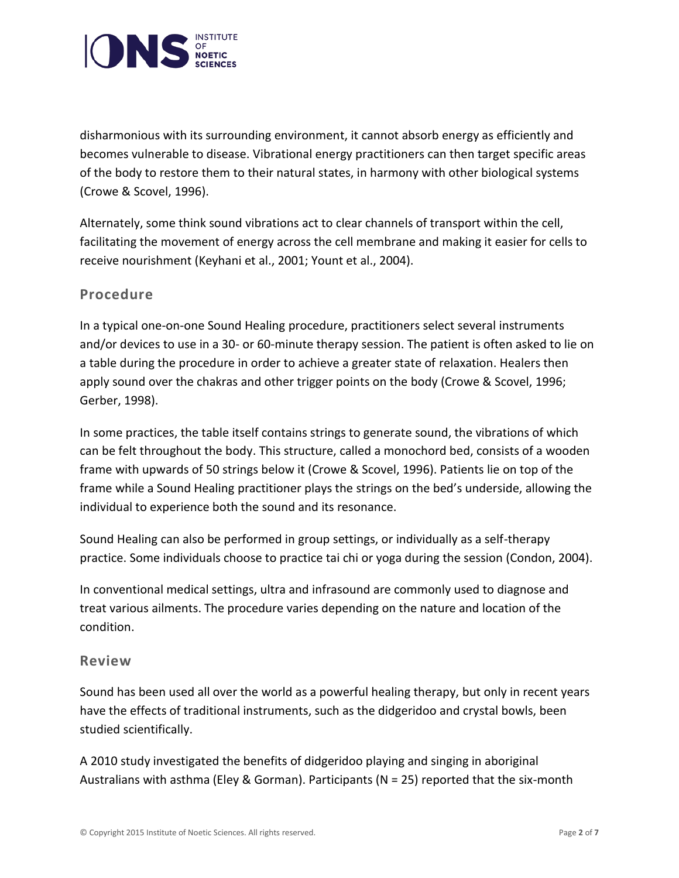disharmonious with its surrounding environment, it cannot absorb energy as efficiently and becomes vulnerable to disease. Vibrational energy practitioners can then target specific areas of the body to restore them to their natural states, in harmony with other biological systems (Crowe & Scovel, 1996).

Alternately, some think sound vibrations act to clear channels of transport within the cell, facilitating the movement of energy across the cell membrane and making it easier for cells to receive nourishment (Keyhani et al., 2001; Yount et al., 2004).

## Procedure

In a typical one-on-one Sound Healing procedure, practitioners select several instruments and/or devices to use in a 30- or 60-minute therapy session. The patient is often asked to lie on a table during the procedure in order to achieve a greater state of relaxation. Healers then apply sound over the chakras and other trigger points on the body (Crowe & Scovel, 1996; Gerber, 1998).

In some practices, the table itself contains strings to generate sound, the vibrations of which can be felt throughout the body. This structure, called a monochord bed, consists of a wooden frame with upwards of 50 strings below it (Crowe & Scovel, 1996). Patients lie on top of the frame while a Sound Healing practitioner plays the strings on the bed's underside, allowing the individual to experience both the sound and its resonance.

Sound Healing can also be performed in group settings, or individually as a self-therapy practice. Some individuals choose to practice tai chi or yoga during the session (Condon, 2004).

In conventional medical settings, ultra and infrasound are commonly used to diagnose and treat various ailments. The procedure varies depending on the nature and location of the condition.

## Review

Sound has been used all over the world as a powerful healing therapy, but only in recent years have the effects of traditional instruments, such as the didgeridoo and crystal bowls, been studied scientifically.

A 2010 study investigated the benefits of didgeridoo playing and singing in aboriginal Australians with asthma (Eley & Gorman). Participants (N = 25) reported that the six-month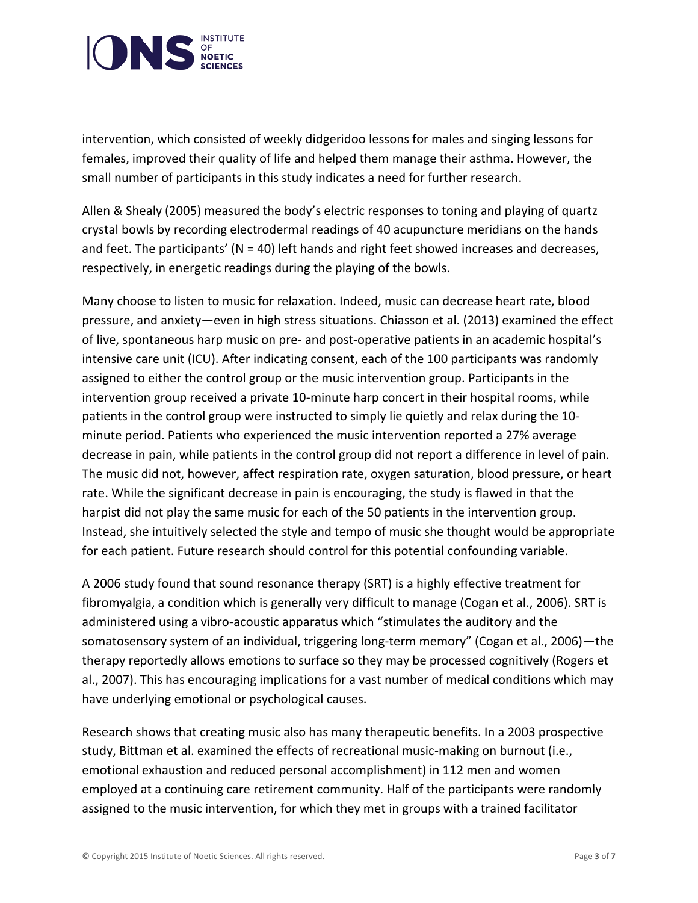intervention, which consisted of weekly didgeridoo lessons for males and singing lessons for females, improved their quality of life and helped them manage their asthma. However, the small number of participants in this study indicates a need for further research.

Allen & Shealy (2005) measured the body's electric responses to toning and playing of quartz crystal bowls by recording electrodermal readings of 40 acupuncture meridians on the hands and feet. The participants' (N = 40) left hands and right feet showed increases and decreases, respectively, in energetic readings during the playing of the bowls.

Many choose to listen to music for relaxation. Indeed, music can decrease heart rate, blood pressure, and anxiety—even in high stress situations. Chiasson et al. (2013) examined the effect of live, spontaneous harp music on pre- and post-operative patients in an academic hospital's intensive care unit (ICU). After indicating consent, each of the 100 participants was randomly assigned to either the control group or the music intervention group. Participants in the intervention group received a private 10-minute harp concert in their hospital rooms, while patients in the control group were instructed to simply lie quietly and relax during the 10-minute period. Patients who experienced the music intervention reported a 27% average decrease in pain, while patients in the control group did not report a difference in level of pain. The music did not, however, affect respiration rate, oxygen saturation, blood pressure, or heart rate. While the significant decrease in pain is encouraging, the study is flawed in that the harpist did not play the same music for each of the 50 patients in the intervention group. Instead, she intuitively selected the style and tempo of music she thought would be appropriate for each patient. Future research should control for this potential confounding variable.

A 2006 study found that sound resonance therapy (SRT) is a highly effective treatment for fibromyalgia, a condition which is generally very difficult to manage (Cogan et al., 2006). SRT is administered using a vibro-acoustic apparatus which "stimulates the auditory and the somatosensory system of an individual, triggering long-term memory" (Cogan et al., 2006)—the therapy reportedly allows emotions to surface so they may be processed cognitively (Rogers et al., 2007). This has encouraging implications for a vast number of medical conditions which may have underlying emotional or psychological causes.

Research shows that creating music also has many therapeutic benefits. In a 2003 prospective study, Bittman et al. examined the effects of recreational music-making on burnout (i.e., emotional exhaustion and reduced personal accomplishment) in 112 men and women employed at a continuing care retirement community. Half of the participants were randomly assigned to the music intervention, for which they met in groups with a trained facilitator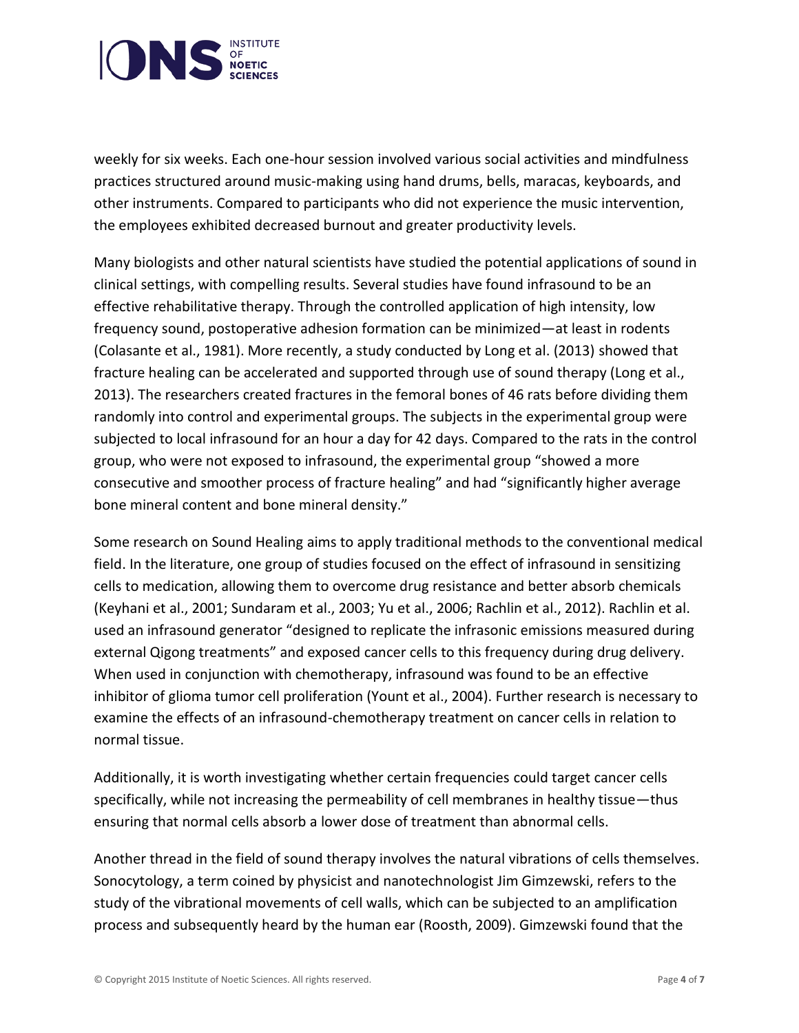weekly for six weeks. Each one-hour session involved various social activities and mindfulness practices structured around music-making using hand drums, bells, maracas, keyboards, and other instruments. Compared to participants who did not experience the music intervention, the employees exhibited decreased burnout and greater productivity levels.

Many biologists and other natural scientists have studied the potential applications of sound in clinical settings, with compelling results. Several studies have found infrasound to be an effective rehabilitative therapy. Through the controlled application of high intensity, low frequency sound, postoperative adhesion formation can be minimized—at least in rodents (Colasante et al., 1981). More recently, a study conducted by Long et al. (2013) showed that fracture healing can be accelerated and supported through use of sound therapy (Long et al., 2013). The researchers created fractures in the femoral bones of 46 rats before dividing them randomly into control and experimental groups. The subjects in the experimental group were subjected to local infrasound for an hour a day for 42 days. Compared to the rats in the control group, who were not exposed to infrasound, the experimental group "showed a more consecutive and smoother process of fracture healing" and had "significantly higher average bone mineral content and bone mineral density."

Some research on Sound Healing aims to apply traditional methods to the conventional medical field. In the literature, one group of studies focused on the effect of infrasound in sensitizing cells to medication, allowing them to overcome drug resistance and better absorb chemicals (Keyhani et al., 2001; Sundaram et al., 2003; Yu et al., 2006; Rachlin et al., 2012). Rachlin et al. used an infrasound generator "designed to replicate the infrasonic emissions measured during external Qigong treatments" and exposed cancer cells to this frequency during drug delivery. When used in conjunction with chemotherapy, infrasound was found to be an effective inhibitor of glioma tumor cell proliferation (Yount et al., 2004). Further research is necessary to examine the effects of an infrasound-chemotherapy treatment on cancer cells in relation to normal tissue.

Additionally, it is worth investigating whether certain frequencies could target cancer cells specifically, while not increasing the permeability of cell membranes in healthy tissue—thus ensuring that normal cells absorb a lower dose of treatment than abnormal cells.

Another thread in the field of sound therapy involves the natural vibrations of cells themselves. Sonocytology, a term coined by physicist and nanotechnologist Jim Gimzewski, refers to the study of the vibrational movements of cell walls, which can be subjected to an amplification process and subsequently heard by the human ear (Roosth, 2009). Gimzewski found that the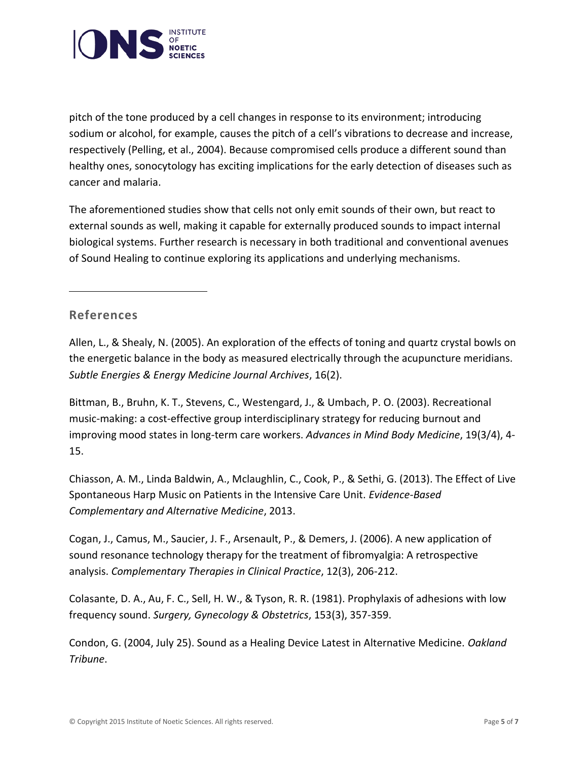pitch of the tone produced by a cell changes in response to its environment; introducing sodium or alcohol, for example, causes the pitch of a cell's vibrations to decrease and increase, respectively (Pelling, et al., 2004). Because compromised cells produce a different sound than healthy ones, sonocytology has exciting implications for the early detection of diseases such as cancer and malaria.

The aforementioned studies show that cells not only emit sounds of their own, but react to external sounds as well, making it capable for externally produced sounds to impact internal biological systems. Further research is necessary in both traditional and conventional avenues of Sound Healing to continue exploring its applications and underlying mechanisms.

---

## References

Allen, L., & Shealy, N. (2005). An exploration of the effects of toning and quartz crystal bowls on the energetic balance in the body as measured electrically through the acupuncture meridians. *Subtle Energies & Energy Medicine Journal Archives*, 16(2).

Bittman, B., Bruhn, K. T., Stevens, C., Westengard, J., & Umbach, P. O. (2003). Recreational music-making: a cost-effective group interdisciplinary strategy for reducing burnout and improving mood states in long-term care workers. *Advances in Mind Body Medicine*, 19(3/4), 4-15.

Chiasson, A. M., Linda Baldwin, A., Mclaughlin, C., Cook, P., & Sethi, G. (2013). The Effect of Live Spontaneous Harp Music on Patients in the Intensive Care Unit. *Evidence-Based Complementary and Alternative Medicine*, 2013.

Cogan, J., Camus, M., Saucier, J. F., Arsenault, P., & Demers, J. (2006). A new application of sound resonance technology therapy for the treatment of fibromyalgia: A retrospective analysis. *Complementary Therapies in Clinical Practice*, 12(3), 206-212.

Colasante, D. A., Au, F. C., Sell, H. W., & Tyson, R. R. (1981). Prophylaxis of adhesions with low frequency sound. *Surgery, Gynecology & Obstetrics*, 153(3), 357-359.

Condon, G. (2004, July 25). Sound as a Healing Device Latest in Alternative Medicine. *Oakland Tribune*.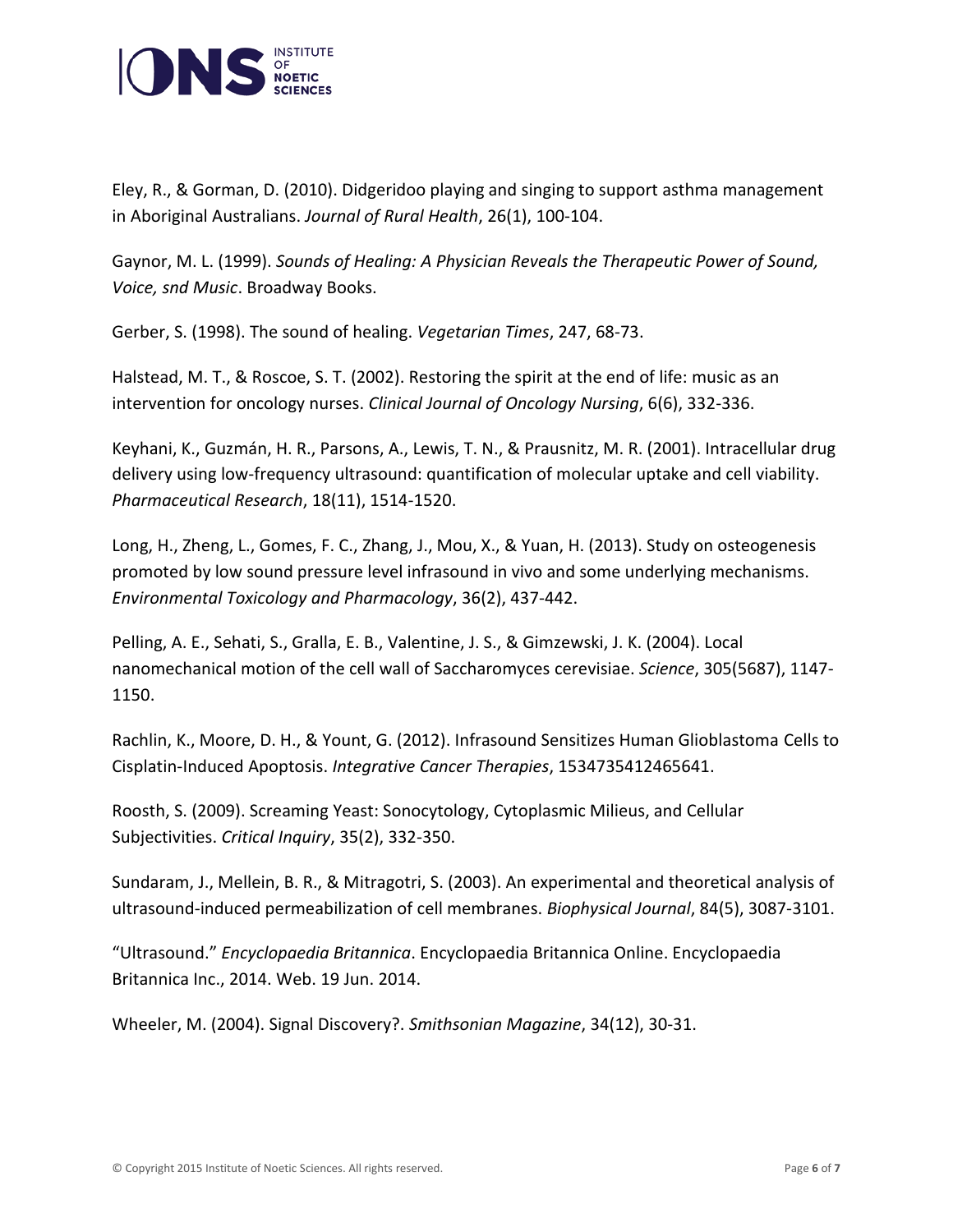Eley, R., & Gorman, D. (2010). Didgeridoo playing and singing to support asthma management in Aboriginal Australians. *Journal of Rural Health*, 26(1), 100-104.

Gaynor, M. L. (1999). *Sounds of Healing: A Physician Reveals the Therapeutic Power of Sound, Voice, snd Music*. Broadway Books.

Gerber, S. (1998). The sound of healing. *Vegetarian Times*, 247, 68-73.

Halstead, M. T., & Roscoe, S. T. (2002). Restoring the spirit at the end of life: music as an intervention for oncology nurses. *Clinical Journal of Oncology Nursing*, 6(6), 332-336.

Keyhani, K., Guzmán, H. R., Parsons, A., Lewis, T. N., & Prausnitz, M. R. (2001). Intracellular drug delivery using low-frequency ultrasound: quantification of molecular uptake and cell viability. *Pharmaceutical Research*, 18(11), 1514-1520.

Long, H., Zheng, L., Gomes, F. C., Zhang, J., Mou, X., & Yuan, H. (2013). Study on osteogenesis promoted by low sound pressure level infrasound in vivo and some underlying mechanisms. *Environmental Toxicology and Pharmacology*, 36(2), 437-442.

Pelling, A. E., Sehati, S., Gralla, E. B., Valentine, J. S., & Gimzewski, J. K. (2004). Local nanomechanical motion of the cell wall of Saccharomyces cerevisiae. *Science*, 305(5687), 1147-1150.

Rachlin, K., Moore, D. H., & Yount, G. (2012). Infrasound Sensitizes Human Glioblastoma Cells to Cisplatin-Induced Apoptosis. *Integrative Cancer Therapies*, 1534735412465641.

Roosth, S. (2009). Screaming Yeast: Sonocytology, Cytoplasmic Milieus, and Cellular Subjectivities. *Critical Inquiry*, 35(2), 332-350.

Sundaram, J., Mellein, B. R., & Mitragotri, S. (2003). An experimental and theoretical analysis of ultrasound-induced permeabilization of cell membranes. *Biophysical Journal*, 84(5), 3087-3101.

"Ultrasound." *Encyclopaedia Britannica*. Encyclopaedia Britannica Online. Encyclopaedia Britannica Inc., 2014. Web. 19 Jun. 2014.

Wheeler, M. (2004). Signal Discovery?. *Smithsonian Magazine*, 34(12), 30-31.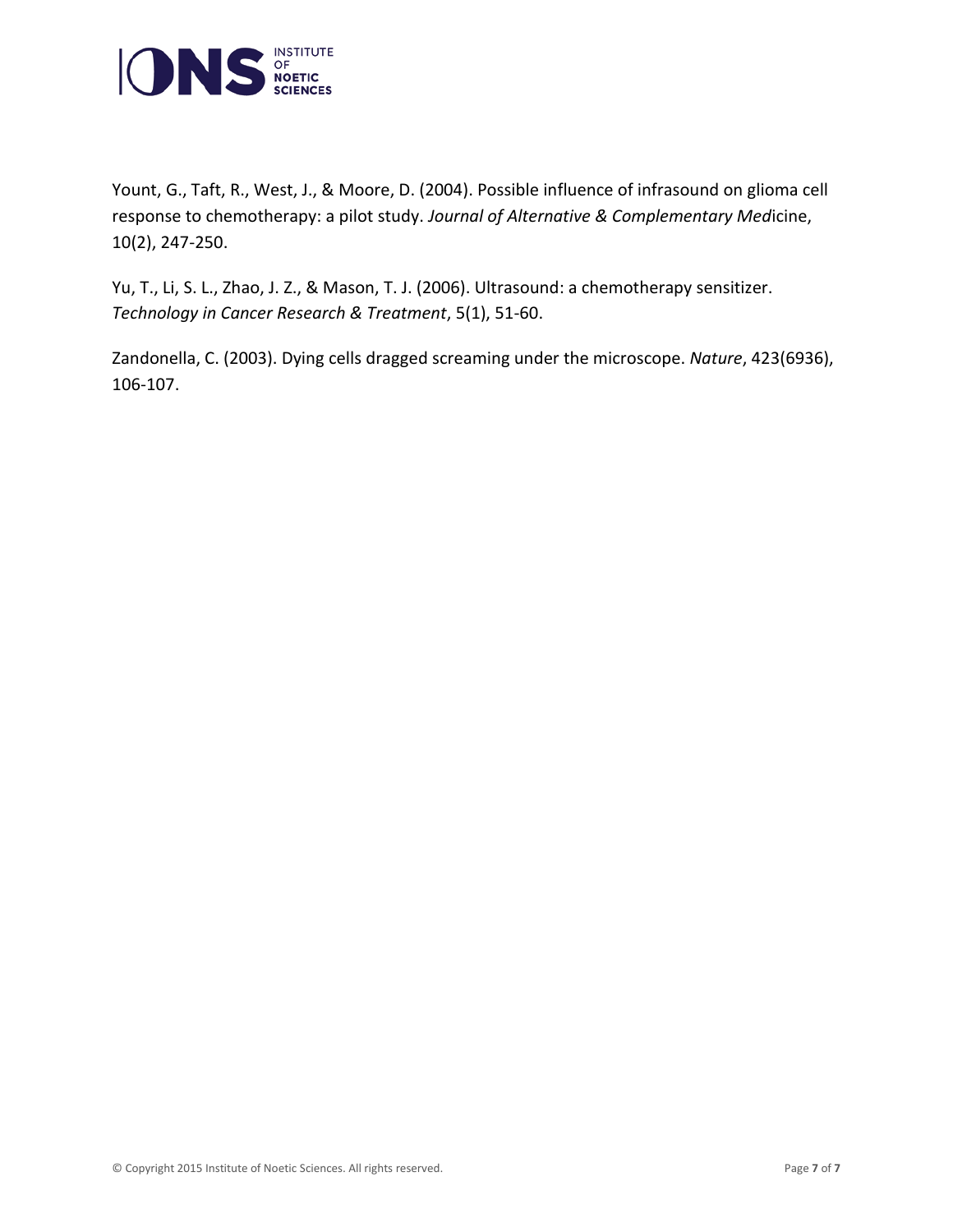Yount, G., Taft, R., West, J., & Moore, D. (2004). Possible influence of infrasound on glioma cell response to chemotherapy: a pilot study. *Journal of Alternative & Complementary Med*icine, 10(2), 247-250.

Yu, T., Li, S. L., Zhao, J. Z., & Mason, T. J. (2006). Ultrasound: a chemotherapy sensitizer. *Technology in Cancer Research & Treatment*, 5(1), 51-60.

Zandonella, C. (2003). Dying cells dragged screaming under the microscope. *Nature*, 423(6936), 106-107.